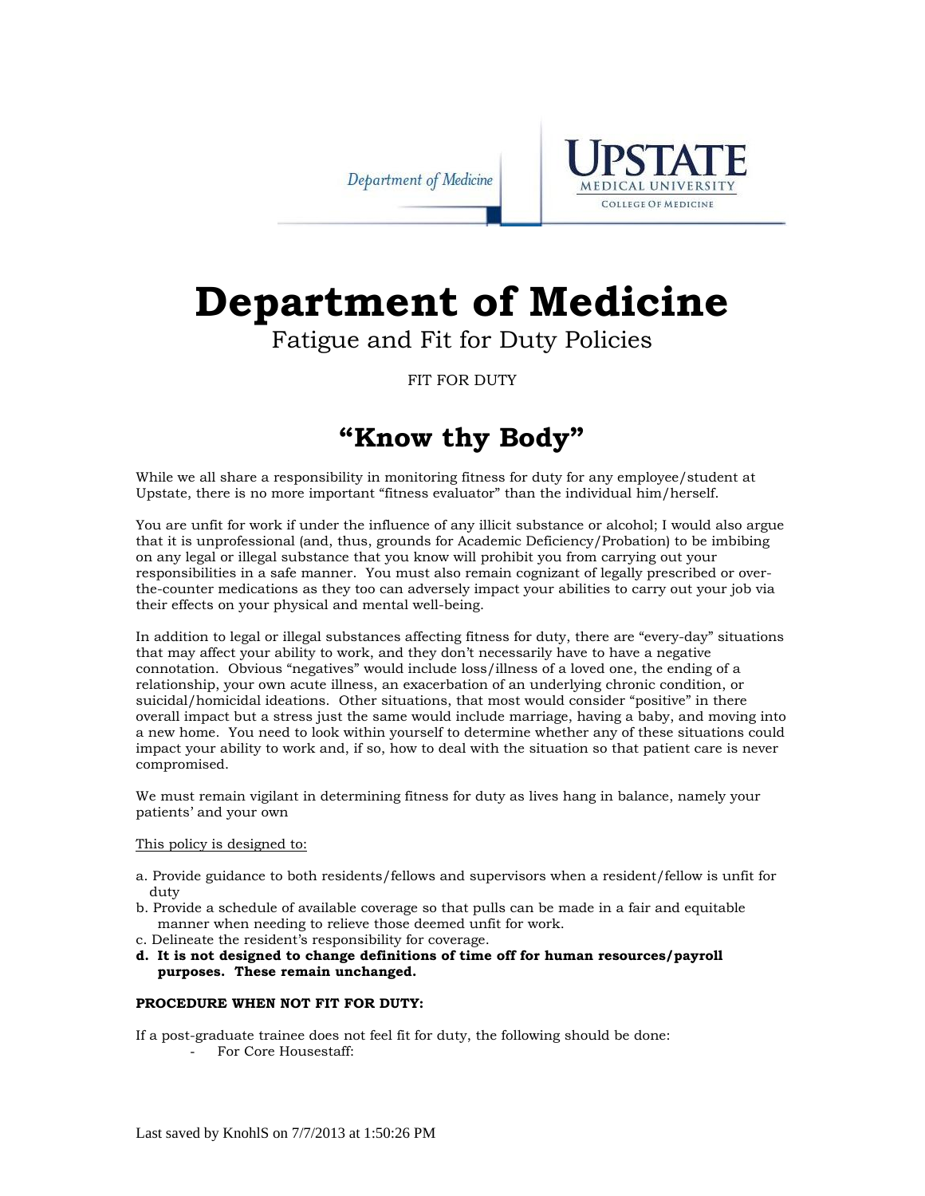# Department of Medicine

Fatigue and Fit for Duty Policies

FIT FOR DUTY

## "Know thy Body"

While we all share a responsibility in monitoring fitness for duty for any employee/student at Upstate, there is no more important "fitness evaluator" than the individual him/herself.

You are unfit for work if under the influence of any illicit substance or alcohol; I would also argue that it is unprofessional (and, thus, grounds for Academic Deficiency/Probation) to be imbibing on any legal or illegal substance that you know will prohibit you from carrying out your responsibilities in a safe manner. You must also remain cognizant of legally prescribed or over-the-counter medications as they too can adversely impact your abilities to carry out your job via their effects on your physical and mental well-being.

In addition to legal or illegal substances affecting fitness for duty, there are "every-day" situations that may affect your ability to work, and they don't necessarily have to have a negative connotation. Obvious "negatives" would include loss/illness of a loved one, the ending of a relationship, your own acute illness, an exacerbation of an underlying chronic condition, or suicidal/homicidal ideations. Other situations, that most would consider "positive" in there overall impact but a stress just the same would include marriage, having a baby, and moving into a new home. You need to look within yourself to determine whether any of these situations could impact your ability to work and, if so, how to deal with the situation so that patient care is never compromised.

We must remain vigilant in determining fitness for duty as lives hang in balance, namely your patients' and your own

<u>This policy is designed to:</u>

a. Provide guidance to both residents/fellows and supervisors when a resident/fellow is unfit for duty
b. Provide a schedule of available coverage so that pulls can be made in a fair and equitable manner when needing to relieve those deemed unfit for work.
c. Delineate the resident's responsibility for coverage.
**d. It is not designed to change definitions of time off for human resources/payroll purposes. These remain unchanged.**

**PROCEDURE WHEN NOT FIT FOR DUTY:**

If a post-graduate trainee does not feel fit for duty, the following should be done:

- For Core Housestaff:

Last saved by KnohlS on 7/7/2013 at 1:50:26 PM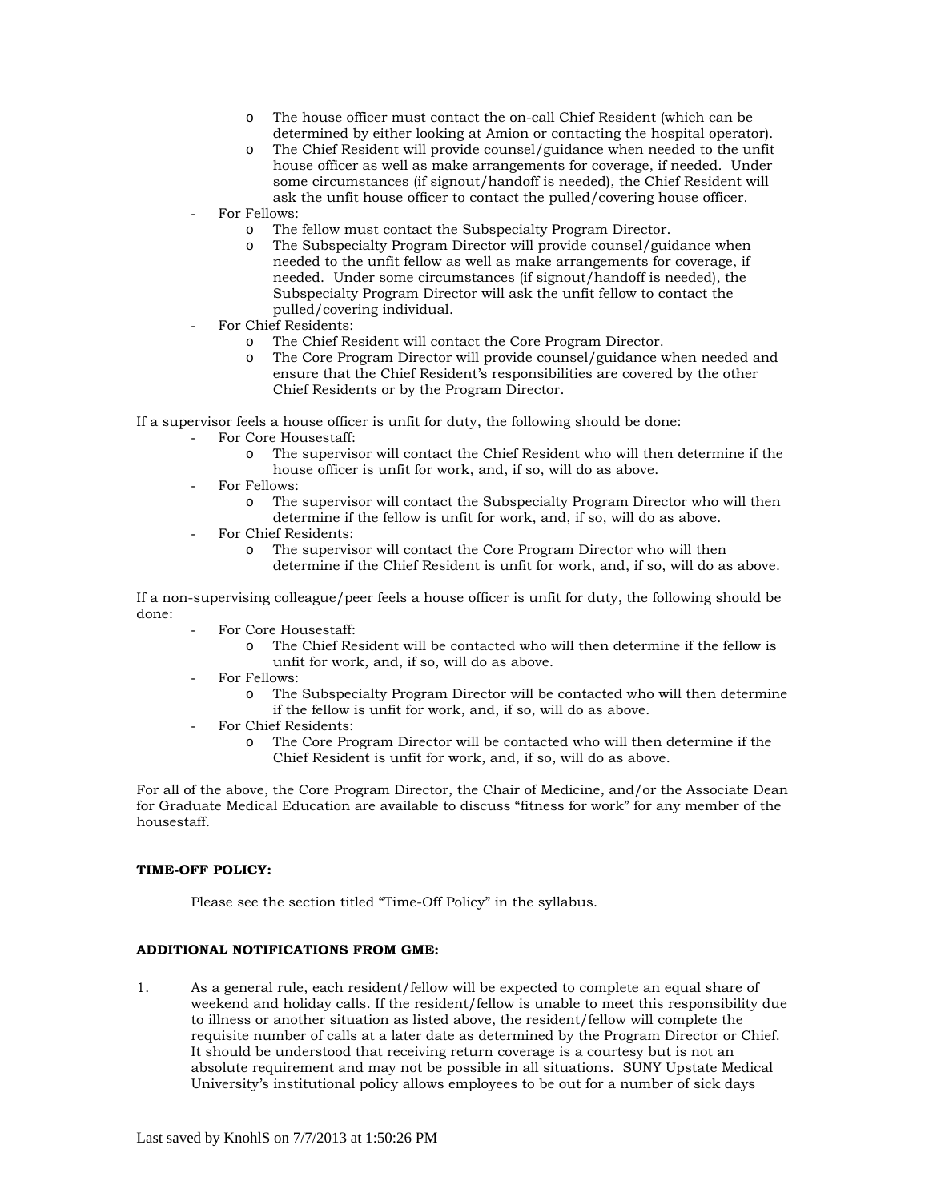- The house officer must contact the on-call Chief Resident (which can be determined by either looking at Amion or contacting the hospital operator).
  - The Chief Resident will provide counsel/guidance when needed to the unfit house officer as well as make arrangements for coverage, if needed. Under some circumstances (if signout/handoff is needed), the Chief Resident will ask the unfit house officer to contact the pulled/covering house officer.
- For Fellows:
  - The fellow must contact the Subspecialty Program Director.
  - The Subspecialty Program Director will provide counsel/guidance when needed to the unfit fellow as well as make arrangements for coverage, if needed. Under some circumstances (if signout/handoff is needed), the Subspecialty Program Director will ask the unfit fellow to contact the pulled/covering individual.
- For Chief Residents:
  - The Chief Resident will contact the Core Program Director.
  - The Core Program Director will provide counsel/guidance when needed and ensure that the Chief Resident's responsibilities are covered by the other Chief Residents or by the Program Director.

If a supervisor feels a house officer is unfit for duty, the following should be done:

- For Core Housestaff:
  - The supervisor will contact the Chief Resident who will then determine if the house officer is unfit for work, and, if so, will do as above.
- For Fellows:
  - The supervisor will contact the Subspecialty Program Director who will then determine if the fellow is unfit for work, and, if so, will do as above.
- For Chief Residents:
  - The supervisor will contact the Core Program Director who will then determine if the Chief Resident is unfit for work, and, if so, will do as above.

If a non-supervising colleague/peer feels a house officer is unfit for duty, the following should be done:

- For Core Housestaff:
  - The Chief Resident will be contacted who will then determine if the fellow is unfit for work, and, if so, will do as above.
- For Fellows:
  - The Subspecialty Program Director will be contacted who will then determine if the fellow is unfit for work, and, if so, will do as above.
- For Chief Residents:
  - The Core Program Director will be contacted who will then determine if the Chief Resident is unfit for work, and, if so, will do as above.

For all of the above, the Core Program Director, the Chair of Medicine, and/or the Associate Dean for Graduate Medical Education are available to discuss "fitness for work" for any member of the housestaff.

**TIME-OFF POLICY:**

Please see the section titled "Time-Off Policy" in the syllabus.

**ADDITIONAL NOTIFICATIONS FROM GME:**

1. As a general rule, each resident/fellow will be expected to complete an equal share of weekend and holiday calls. If the resident/fellow is unable to meet this responsibility due to illness or another situation as listed above, the resident/fellow will complete the requisite number of calls at a later date as determined by the Program Director or Chief. It should be understood that receiving return coverage is a courtesy but is not an absolute requirement and may not be possible in all situations. SUNY Upstate Medical University's institutional policy allows employees to be out for a number of sick days

Last saved by KnohlS on 7/7/2013 at 1:50:26 PM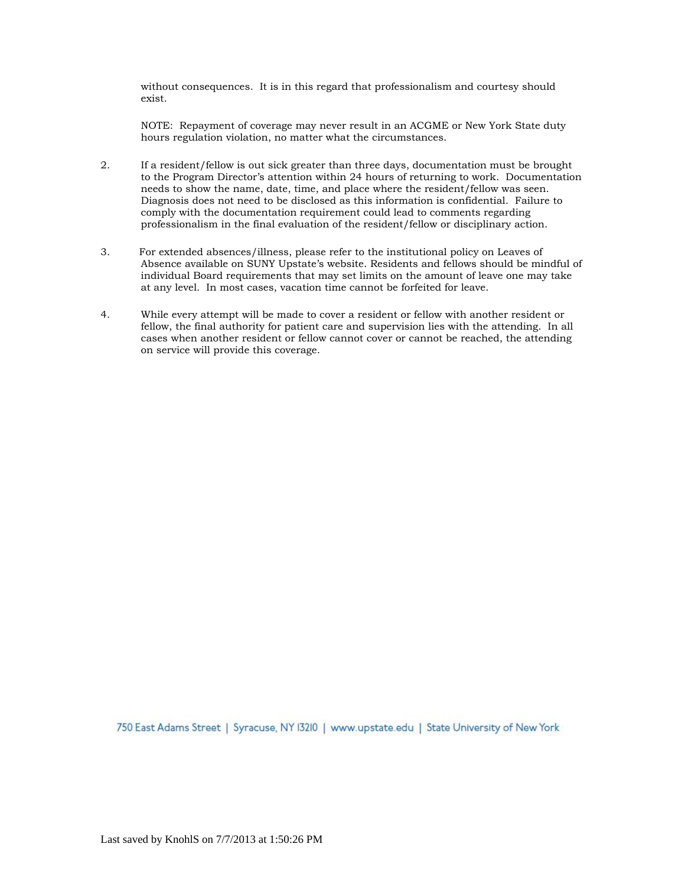without consequences. It is in this regard that professionalism and courtesy should exist.

NOTE: Repayment of coverage may never result in an ACGME or New York State duty hours regulation violation, no matter what the circumstances.

2. If a resident/fellow is out sick greater than three days, documentation must be brought to the Program Director's attention within 24 hours of returning to work. Documentation needs to show the name, date, time, and place where the resident/fellow was seen. Diagnosis does not need to be disclosed as this information is confidential. Failure to comply with the documentation requirement could lead to comments regarding professionalism in the final evaluation of the resident/fellow or disciplinary action.

3. For extended absences/illness, please refer to the institutional policy on Leaves of Absence available on SUNY Upstate's website. Residents and fellows should be mindful of individual Board requirements that may set limits on the amount of leave one may take at any level. In most cases, vacation time cannot be forfeited for leave.

4. While every attempt will be made to cover a resident or fellow with another resident or fellow, the final authority for patient care and supervision lies with the attending. In all cases when another resident or fellow cannot cover or cannot be reached, the attending on service will provide this coverage.